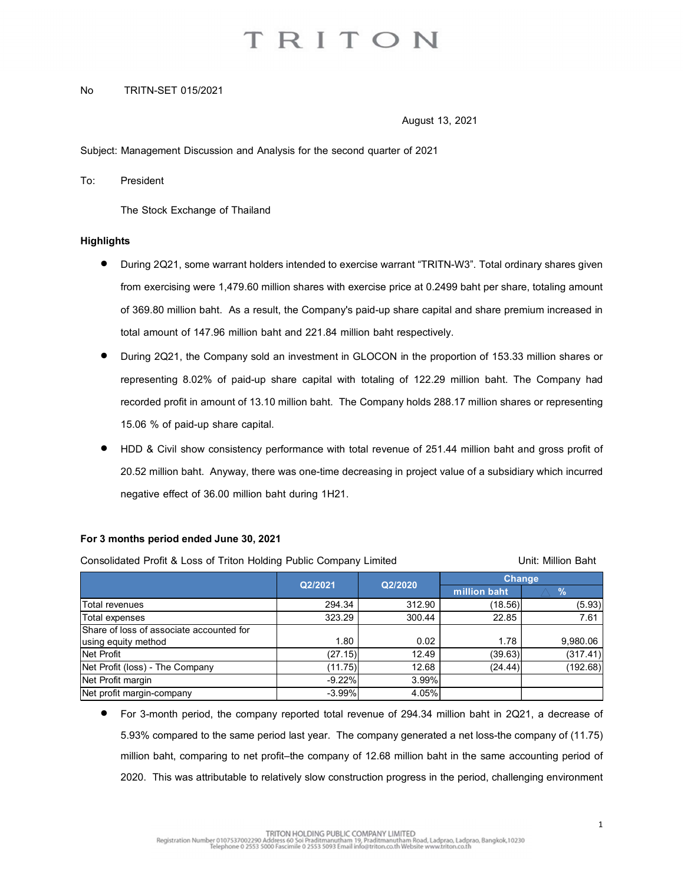TRITON

No TRITN-SET 015/2021

August 13, 2021

Subject: Management Discussion and Analysis for the second quarter of 2021

To: President

The Stock Exchange of Thailand

**Highlights**

- During 2Q21, some warrant holders intended to exercise warrant "TRITN-W3". Total ordinary shares given from exercising were 1,479.60 million shares with exercise price at 0.2499 baht per share, totaling amount of 369.80 million baht. As a result, the Company's paid-up share capital and share premium increased in total amount of 147.96 million baht and 221.84 million baht respectively.
- During 2Q21, the Company sold an investment in GLOCON in the proportion of 153.33 million shares or representing 8.02% of paid-up share capital with totaling of 122.29 million baht. The Company had recorded profit in amount of 13.10 million baht. The Company holds 288.17 million shares or representing 15.06 % of paid-up share capital.
- HDD & Civil show consistency performance with total revenue of 251.44 million baht and gross profit of 20.52 million baht. Anyway, there was one-time decreasing in project value of a subsidiary which incurred negative effect of 36.00 million baht during 1H21.

**For 3 months period ended June 30, 2021**

Consolidated Profit & Loss of Triton Holding Public Company Limited Unit: Million Baht

| | Q2/2021 | Q2/2020 | Change | |
|---|---|---|---|---|
| | | | million baht | △ % |
| Total revenues | 294.34 | 312.90 | (18.56) | (5.93) |
| Total expenses | 323.29 | 300.44 | 22.85 | 7.61 |
| Share of loss of associate accounted for using equity method | 1.80 | 0.02 | 1.78 | 9,980.06 |
| Net Profit | (27.15) | 12.49 | (39.63) | (317.41) |
| Net Profit (loss) - The Company | (11.75) | 12.68 | (24.44) | (192.68) |
| Net Profit margin | -9.22% | 3.99% | | |
| Net profit margin-company | -3.99% | 4.05% | | |

- For 3-month period, the company reported total revenue of 294.34 million baht in 2Q21, a decrease of 5.93% compared to the same period last year. The company generated a net loss-the company of (11.75) million baht, comparing to net profit–the company of 12.68 million baht in the same accounting period of 2020. This was attributable to relatively slow construction progress in the period, challenging environment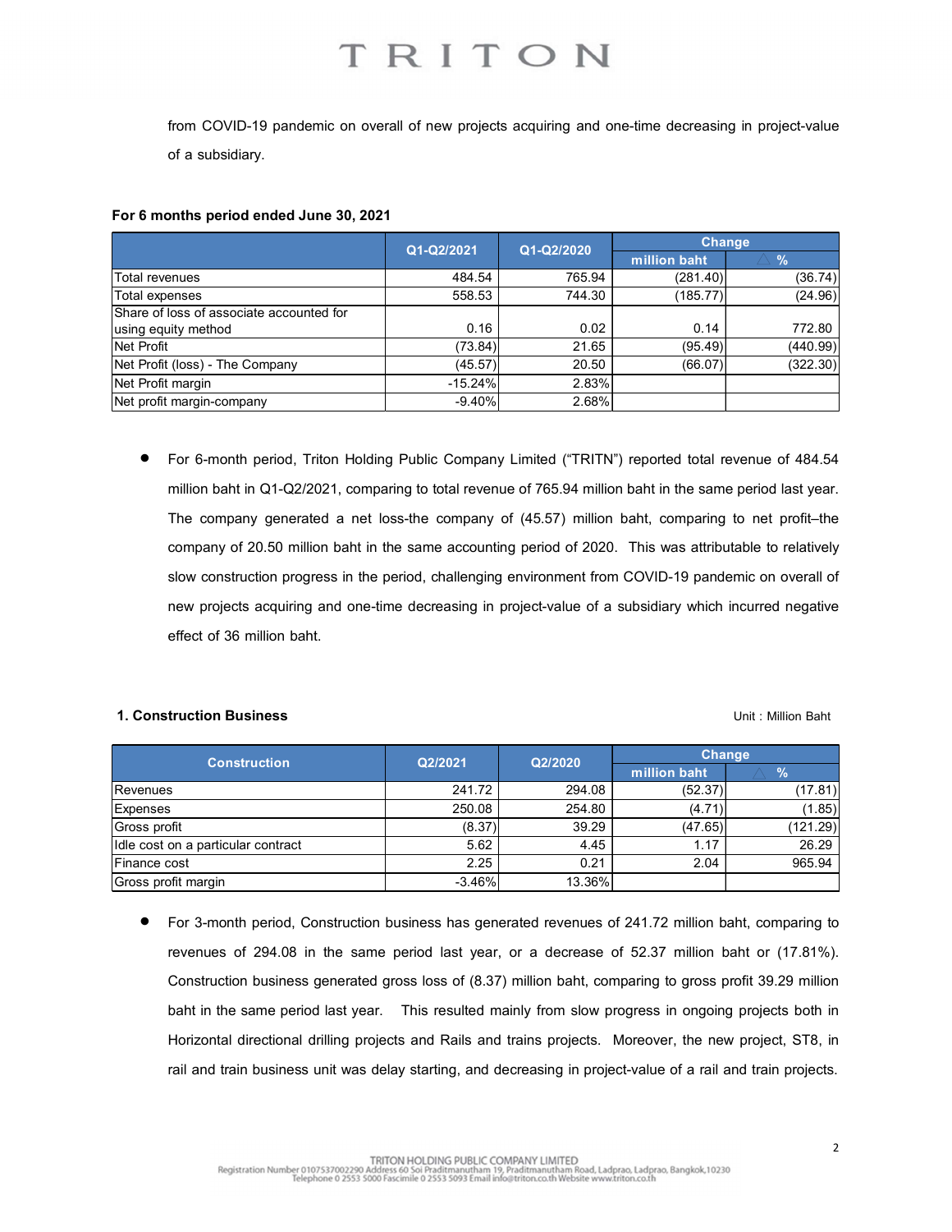from COVID-19 pandemic on overall of new projects acquiring and one-time decreasing in project-value of a subsidiary.

**For 6 months period ended June 30, 2021**

| | Q1-Q2/2021 | Q1-Q2/2020 | Change | |
|---|---|---|---|---|
| | | | million baht | % |
| Total revenues | 484.54 | 765.94 | (281.40) | (36.74) |
| Total expenses | 558.53 | 744.30 | (185.77) | (24.96) |
| Share of loss of associate accounted for using equity method | 0.16 | 0.02 | 0.14 | 772.80 |
| Net Profit | (73.84) | 21.65 | (95.49) | (440.99) |
| Net Profit (loss) - The Company | (45.57) | 20.50 | (66.07) | (322.30) |
| Net Profit margin | -15.24% | 2.83% | | |
| Net profit margin-company | -9.40% | 2.68% | | |

- For 6-month period, Triton Holding Public Company Limited ("TRITN") reported total revenue of 484.54 million baht in Q1-Q2/2021, comparing to total revenue of 765.94 million baht in the same period last year. The company generated a net loss-the company of (45.57) million baht, comparing to net profit–the company of 20.50 million baht in the same accounting period of 2020. This was attributable to relatively slow construction progress in the period, challenging environment from COVID-19 pandemic on overall of new projects acquiring and one-time decreasing in project-value of a subsidiary which incurred negative effect of 36 million baht.

**1. Construction Business**

Unit : Million Baht

| Construction | Q2/2021 | Q2/2020 | Change | |
|---|---|---|---|---|
| | | | million baht | % |
| Revenues | 241.72 | 294.08 | (52.37) | (17.81) |
| Expenses | 250.08 | 254.80 | (4.71) | (1.85) |
| Gross profit | (8.37) | 39.29 | (47.65) | (121.29) |
| Idle cost on a particular contract | 5.62 | 4.45 | 1.17 | 26.29 |
| Finance cost | 2.25 | 0.21 | 2.04 | 965.94 |
| Gross profit margin | -3.46% | 13.36% | | |

- For 3-month period, Construction business has generated revenues of 241.72 million baht, comparing to revenues of 294.08 in the same period last year, or a decrease of 52.37 million baht or (17.81%). Construction business generated gross loss of (8.37) million baht, comparing to gross profit 39.29 million baht in the same period last year. This resulted mainly from slow progress in ongoing projects both in Horizontal directional drilling projects and Rails and trains projects. Moreover, the new project, ST8, in rail and train business unit was delay starting, and decreasing in project-value of a rail and train projects.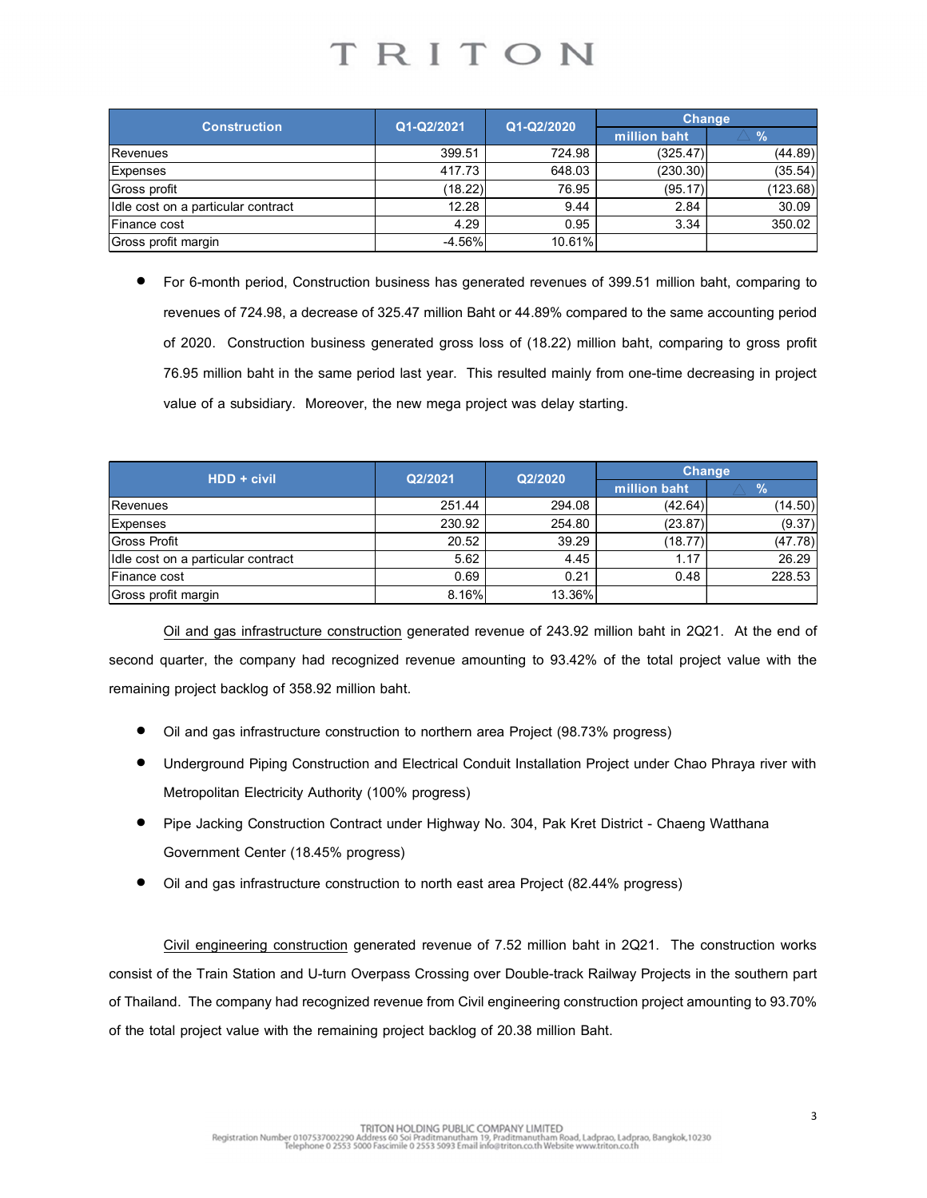| Construction | Q1-Q2/2021 | Q1-Q2/2020 | Change | |
|---|---|---|---|---|
| | | | million baht | △ % |
| Revenues | 399.51 | 724.98 | (325.47) | (44.89) |
| Expenses | 417.73 | 648.03 | (230.30) | (35.54) |
| Gross profit | (18.22) | 76.95 | (95.17) | (123.68) |
| Idle cost on a particular contract | 12.28 | 9.44 | 2.84 | 30.09 |
| Finance cost | 4.29 | 0.95 | 3.34 | 350.02 |
| Gross profit margin | -4.56% | 10.61% | | |

- For 6-month period, Construction business has generated revenues of 399.51 million baht, comparing to revenues of 724.98, a decrease of 325.47 million Baht or 44.89% compared to the same accounting period of 2020. Construction business generated gross loss of (18.22) million baht, comparing to gross profit 76.95 million baht in the same period last year. This resulted mainly from one-time decreasing in project value of a subsidiary. Moreover, the new mega project was delay starting.

| HDD + civil | Q2/2021 | Q2/2020 | Change | |
|---|---|---|---|---|
| | | | million baht | △ % |
| Revenues | 251.44 | 294.08 | (42.64) | (14.50) |
| Expenses | 230.92 | 254.80 | (23.87) | (9.37) |
| Gross Profit | 20.52 | 39.29 | (18.77) | (47.78) |
| Idle cost on a particular contract | 5.62 | 4.45 | 1.17 | 26.29 |
| Finance cost | 0.69 | 0.21 | 0.48 | 228.53 |
| Gross profit margin | 8.16% | 13.36% | | |

Oil and gas infrastructure construction generated revenue of 243.92 million baht in 2Q21. At the end of second quarter, the company had recognized revenue amounting to 93.42% of the total project value with the remaining project backlog of 358.92 million baht.

- Oil and gas infrastructure construction to northern area Project (98.73% progress)
- Underground Piping Construction and Electrical Conduit Installation Project under Chao Phraya river with Metropolitan Electricity Authority (100% progress)
- Pipe Jacking Construction Contract under Highway No. 304, Pak Kret District - Chaeng Watthana Government Center (18.45% progress)
- Oil and gas infrastructure construction to north east area Project (82.44% progress)

Civil engineering construction generated revenue of 7.52 million baht in 2Q21. The construction works consist of the Train Station and U-turn Overpass Crossing over Double-track Railway Projects in the southern part of Thailand. The company had recognized revenue from Civil engineering construction project amounting to 93.70% of the total project value with the remaining project backlog of 20.38 million Baht.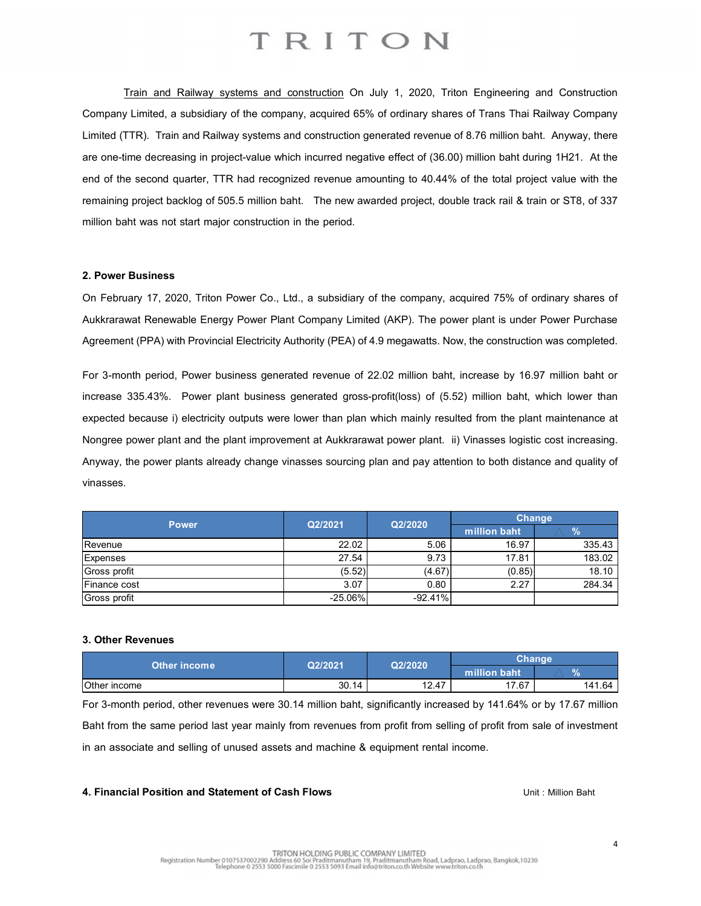Train and Railway systems and construction On July 1, 2020, Triton Engineering and Construction Company Limited, a subsidiary of the company, acquired 65% of ordinary shares of Trans Thai Railway Company Limited (TTR). Train and Railway systems and construction generated revenue of 8.76 million baht. Anyway, there are one-time decreasing in project-value which incurred negative effect of (36.00) million baht during 1H21. At the end of the second quarter, TTR had recognized revenue amounting to 40.44% of the total project value with the remaining project backlog of 505.5 million baht. The new awarded project, double track rail & train or ST8, of 337 million baht was not start major construction in the period.

**2. Power Business**

On February 17, 2020, Triton Power Co., Ltd., a subsidiary of the company, acquired 75% of ordinary shares of Aukkrarawat Renewable Energy Power Plant Company Limited (AKP). The power plant is under Power Purchase Agreement (PPA) with Provincial Electricity Authority (PEA) of 4.9 megawatts. Now, the construction was completed.

For 3-month period, Power business generated revenue of 22.02 million baht, increase by 16.97 million baht or increase 335.43%. Power plant business generated gross-profit(loss) of (5.52) million baht, which lower than expected because i) electricity outputs were lower than plan which mainly resulted from the plant maintenance at Nongree power plant and the plant improvement at Aukkrarawat power plant. ii) Vinasses logistic cost increasing. Anyway, the power plants already change vinasses sourcing plan and pay attention to both distance and quality of vinasses.

| Power | Q2/2021 | Q2/2020 | Change | |
|---|---|---|---|---|
| | | | million baht | % |
| Revenue | 22.02 | 5.06 | 16.97 | 335.43 |
| Expenses | 27.54 | 9.73 | 17.81 | 183.02 |
| Gross profit | (5.52) | (4.67) | (0.85) | 18.10 |
| Finance cost | 3.07 | 0.80 | 2.27 | 284.34 |
| Gross profit | -25.06% | -92.41% | | |

**3. Other Revenues**

| Other income | Q2/2021 | Q2/2020 | Change | |
|---|---|---|---|---|
| | | | million baht | % |
| Other income | 30.14 | 12.47 | 17.67 | 141.64 |

For 3-month period, other revenues were 30.14 million baht, significantly increased by 141.64% or by 17.67 million Baht from the same period last year mainly from revenues from profit from selling of profit from sale of investment in an associate and selling of unused assets and machine & equipment rental income.

**4. Financial Position and Statement of Cash Flows**

Unit : Million Baht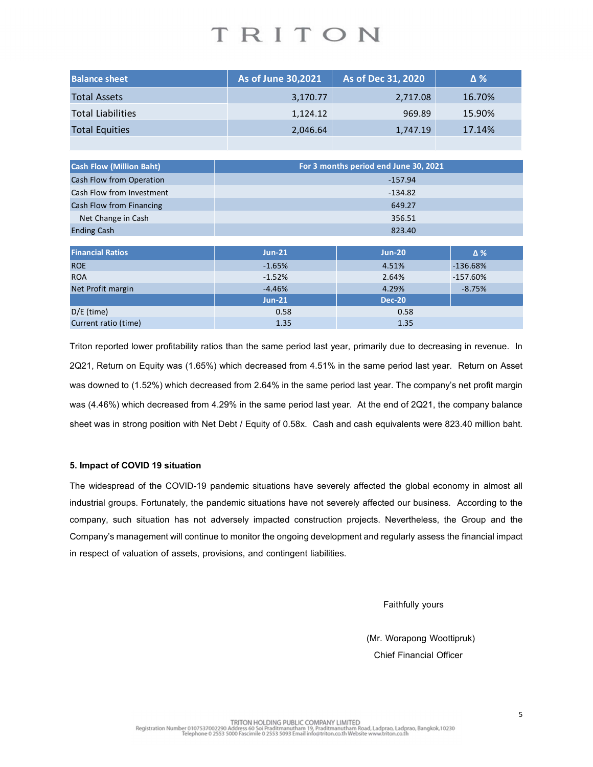TRITON

| Balance sheet | As of June 30,2021 | As of Dec 31, 2020 | Δ % |
|---|---|---|---|
| Total Assets | 3,170.77 | 2,717.08 | 16.70% |
| Total Liabilities | 1,124.12 | 969.89 | 15.90% |
| Total Equities | 2,046.64 | 1,747.19 | 17.14% |
| | | | |

| Cash Flow (Million Baht) | For 3 months period end June 30, 2021 |
|---|---|
| Cash Flow from Operation | -157.94 |
| Cash Flow from Investment | -134.82 |
| Cash Flow from Financing | 649.27 |
| Net Change in Cash | 356.51 |
| Ending Cash | 823.40 |

| Financial Ratios | Jun-21 | Jun-20 | Δ % |
|---|---|---|---|
| ROE | -1.65% | 4.51% | -136.68% |
| ROA | -1.52% | 2.64% | -157.60% |
| Net Profit margin | -4.46% | 4.29% | -8.75% |
| | Jun-21 | Dec-20 | |
| D/E (time) | 0.58 | 0.58 | |
| Current ratio (time) | 1.35 | 1.35 | |

Triton reported lower profitability ratios than the same period last year, primarily due to decreasing in revenue. In 2Q21, Return on Equity was (1.65%) which decreased from 4.51% in the same period last year. Return on Asset was downed to (1.52%) which decreased from 2.64% in the same period last year. The company's net profit margin was (4.46%) which decreased from 4.29% in the same period last year. At the end of 2Q21, the company balance sheet was in strong position with Net Debt / Equity of 0.58x. Cash and cash equivalents were 823.40 million baht.

**5. Impact of COVID 19 situation**

The widespread of the COVID-19 pandemic situations have severely affected the global economy in almost all industrial groups. Fortunately, the pandemic situations have not severely affected our business. According to the company, such situation has not adversely impacted construction projects. Nevertheless, the Group and the Company's management will continue to monitor the ongoing development and regularly assess the financial impact in respect of valuation of assets, provisions, and contingent liabilities.

Faithfully yours

(Mr. Worapong Woottipruk)
Chief Financial Officer

TRITON HOLDING PUBLIC COMPANY LIMITED
Registration Number 0107537002290 Address 60 Soi Praditmanutham 19, Praditmanutham Road, Ladprao, Ladprao, Bangkok,10230
Telephone 0 2553 5000 Fascimile 0 2553 5093 Email info@triton.co.th Website www.triton.co.th